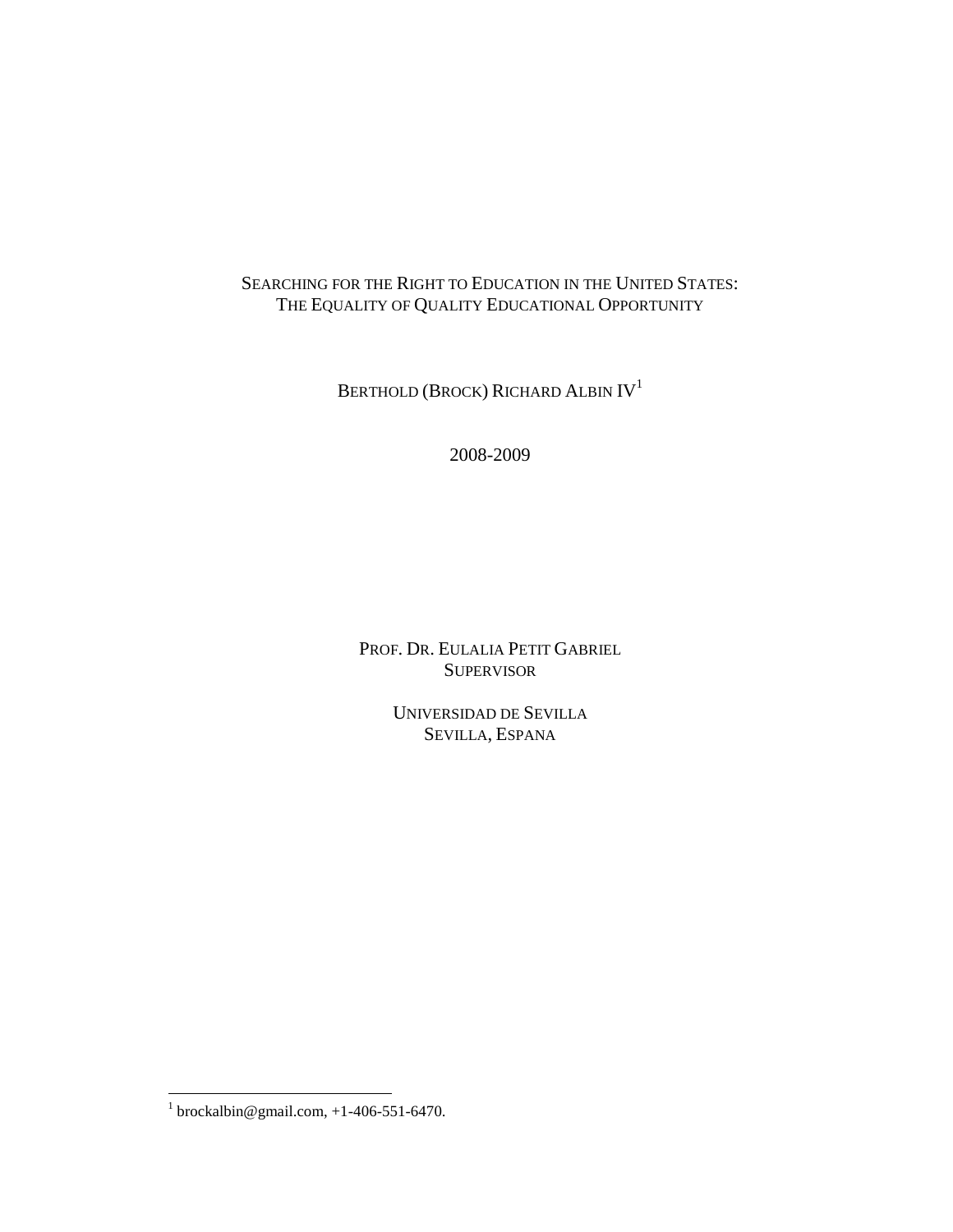# Searching for the Right to Education in the United States: The Equality of Quality Educational Opportunity

Berthold (Brock) Richard Albin IV[1]

2008-2009

Prof. Dr. Eulalia Petit Gabriel
Supervisor

Universidad de Sevilla
Sevilla, Espana

[1] brockalbin@gmail.com, +1-406-551-6470.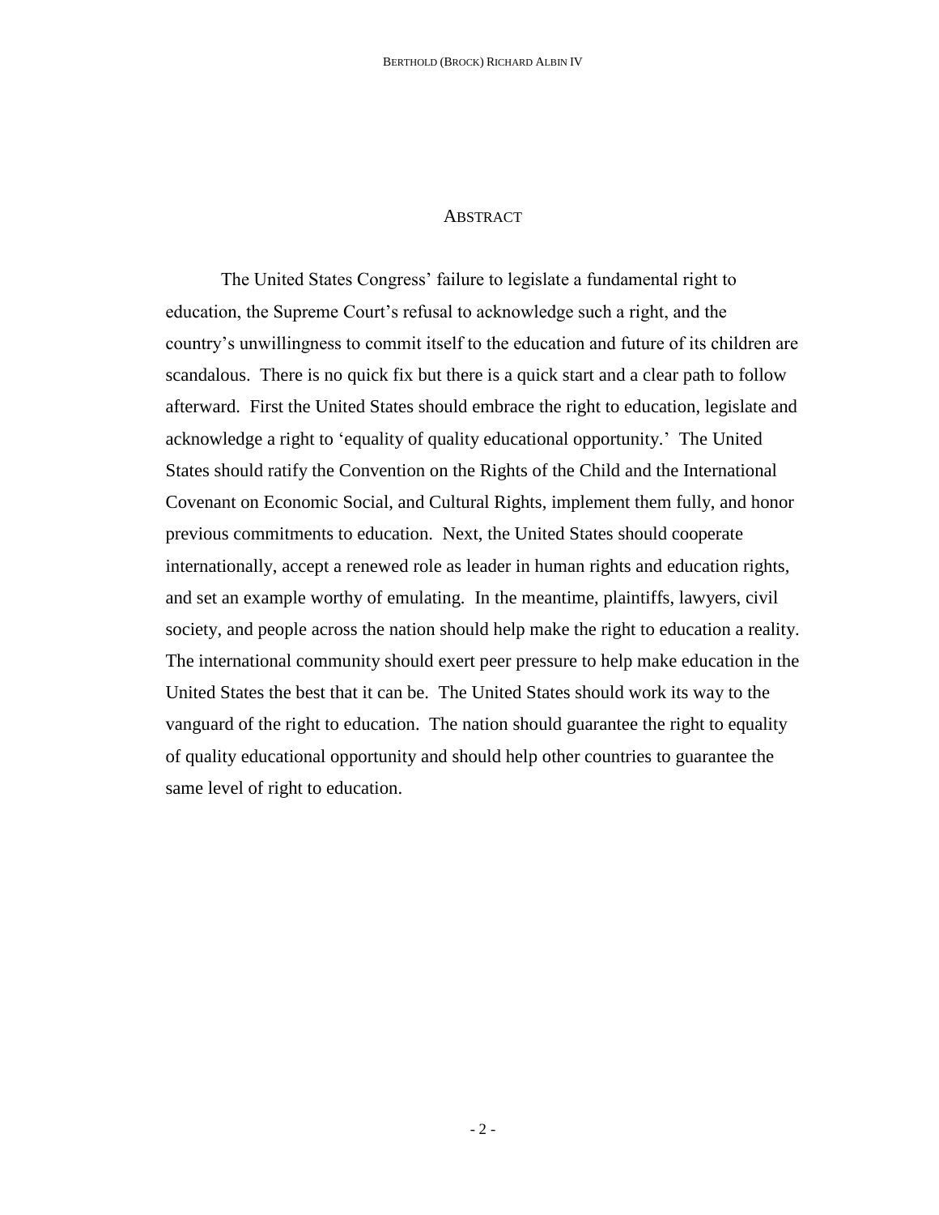## Abstract

The United States Congress' failure to legislate a fundamental right to education, the Supreme Court's refusal to acknowledge such a right, and the country's unwillingness to commit itself to the education and future of its children are scandalous. There is no quick fix but there is a quick start and a clear path to follow afterward. First the United States should embrace the right to education, legislate and acknowledge a right to 'equality of quality educational opportunity.' The United States should ratify the Convention on the Rights of the Child and the International Covenant on Economic Social, and Cultural Rights, implement them fully, and honor previous commitments to education. Next, the United States should cooperate internationally, accept a renewed role as leader in human rights and education rights, and set an example worthy of emulating. In the meantime, plaintiffs, lawyers, civil society, and people across the nation should help make the right to education a reality. The international community should exert peer pressure to help make education in the United States the best that it can be. The United States should work its way to the vanguard of the right to education. The nation should guarantee the right to equality of quality educational opportunity and should help other countries to guarantee the same level of right to education.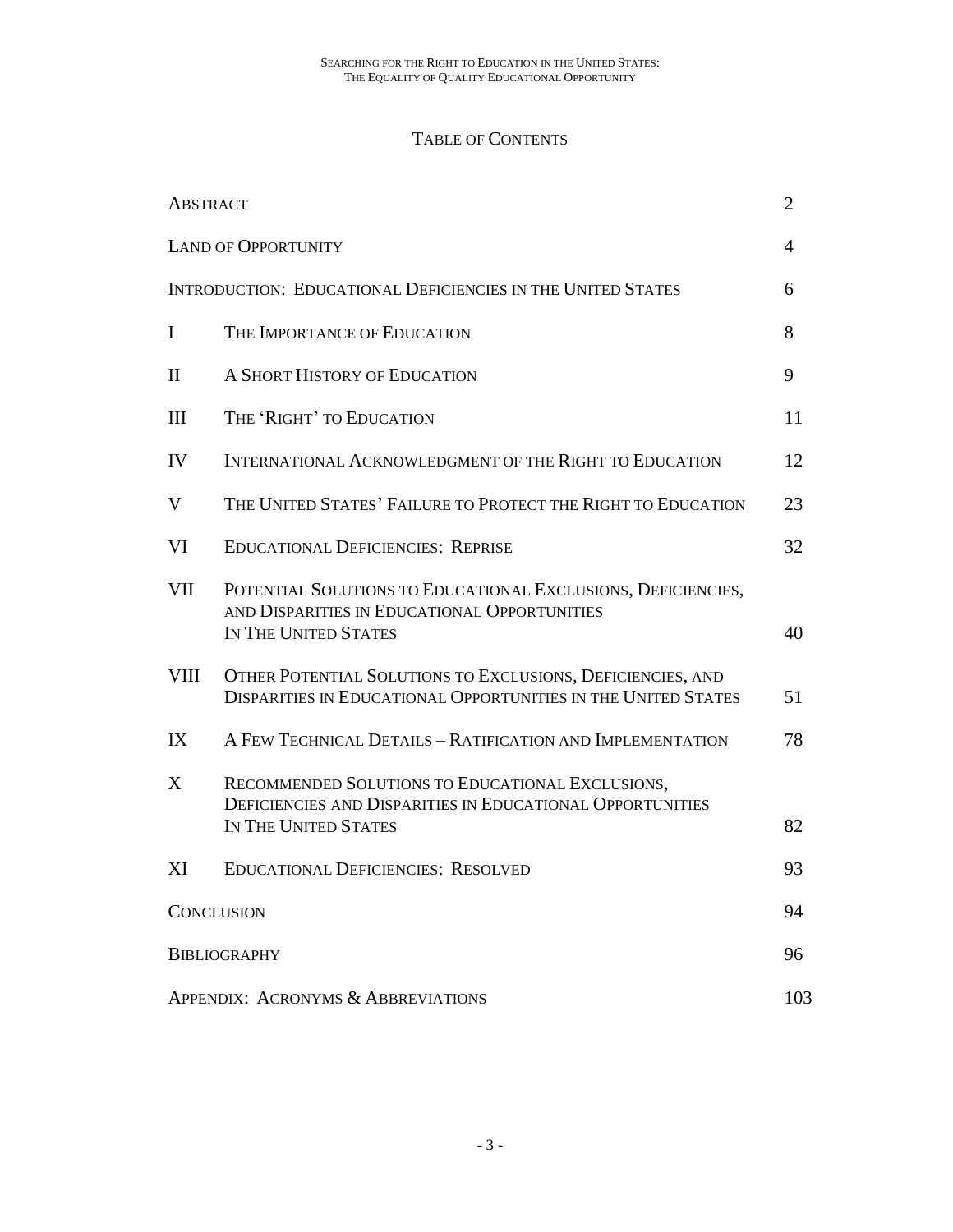## TABLE OF CONTENTS

| | | |
|---|---|---|
| ABSTRACT | | 2 |
| LAND OF OPPORTUNITY | | 4 |
| INTRODUCTION: EDUCATIONAL DEFICIENCIES IN THE UNITED STATES | | 6 |
| I | THE IMPORTANCE OF EDUCATION | 8 |
| II | A SHORT HISTORY OF EDUCATION | 9 |
| III | THE 'RIGHT' TO EDUCATION | 11 |
| IV | INTERNATIONAL ACKNOWLEDGMENT OF THE RIGHT TO EDUCATION | 12 |
| V | THE UNITED STATES' FAILURE TO PROTECT THE RIGHT TO EDUCATION | 23 |
| VI | EDUCATIONAL DEFICIENCIES: REPRISE | 32 |
| VII | POTENTIAL SOLUTIONS TO EDUCATIONAL EXCLUSIONS, DEFICIENCIES, AND DISPARITIES IN EDUCATIONAL OPPORTUNITIES IN THE UNITED STATES | 40 |
| VIII | OTHER POTENTIAL SOLUTIONS TO EXCLUSIONS, DEFICIENCIES, AND DISPARITIES IN EDUCATIONAL OPPORTUNITIES IN THE UNITED STATES | 51 |
| IX | A FEW TECHNICAL DETAILS – RATIFICATION AND IMPLEMENTATION | 78 |
| X | RECOMMENDED SOLUTIONS TO EDUCATIONAL EXCLUSIONS, DEFICIENCIES AND DISPARITIES IN EDUCATIONAL OPPORTUNITIES IN THE UNITED STATES | 82 |
| XI | EDUCATIONAL DEFICIENCIES: RESOLVED | 93 |
| CONCLUSION | | 94 |
| BIBLIOGRAPHY | | 96 |
| APPENDIX: ACRONYMS & ABBREVIATIONS | | 103 |